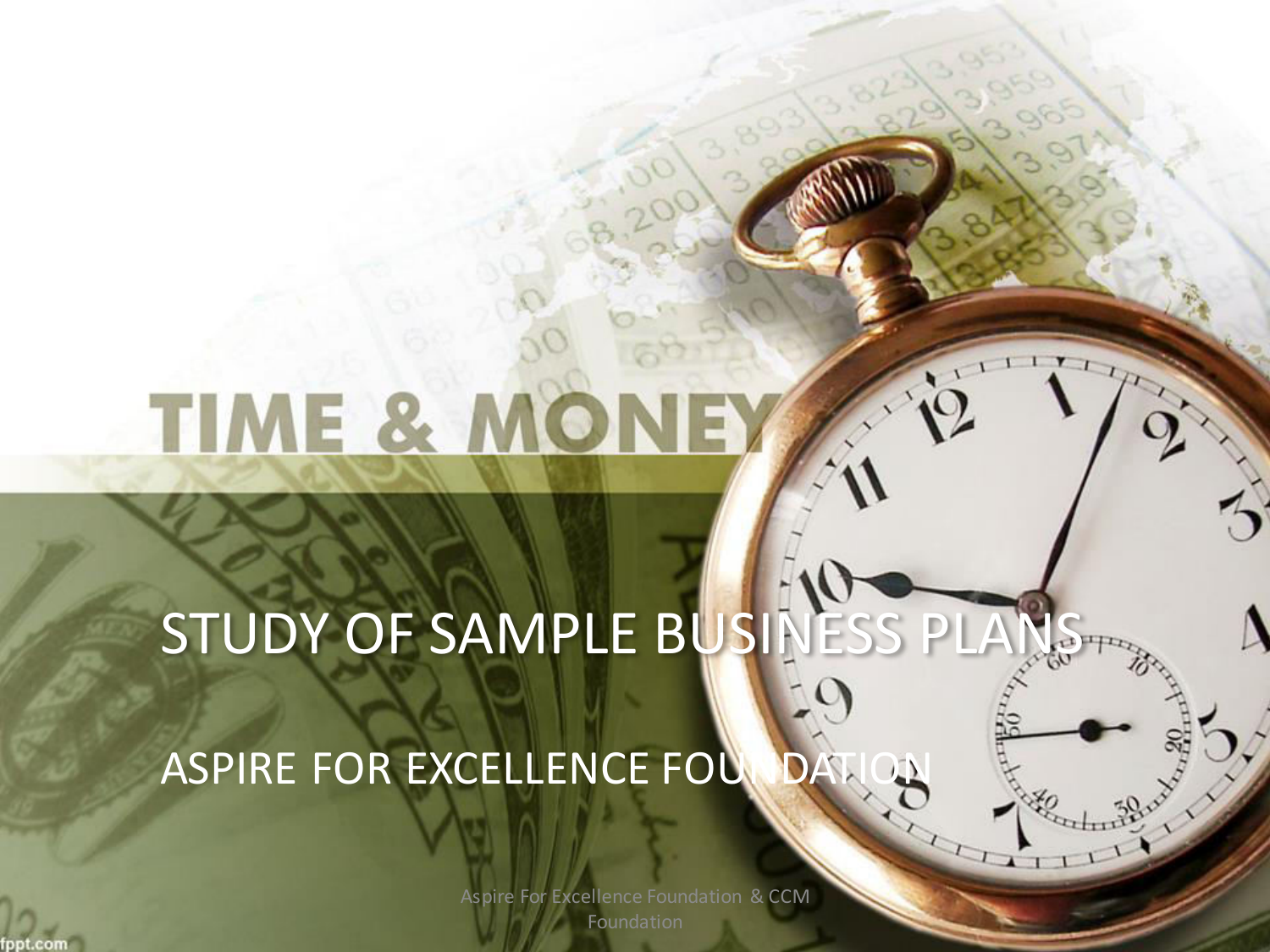# STUDY OF SAMPLE BUSINESS PLANS

ASPIRE FOR EXCELLENCE FOUNDATION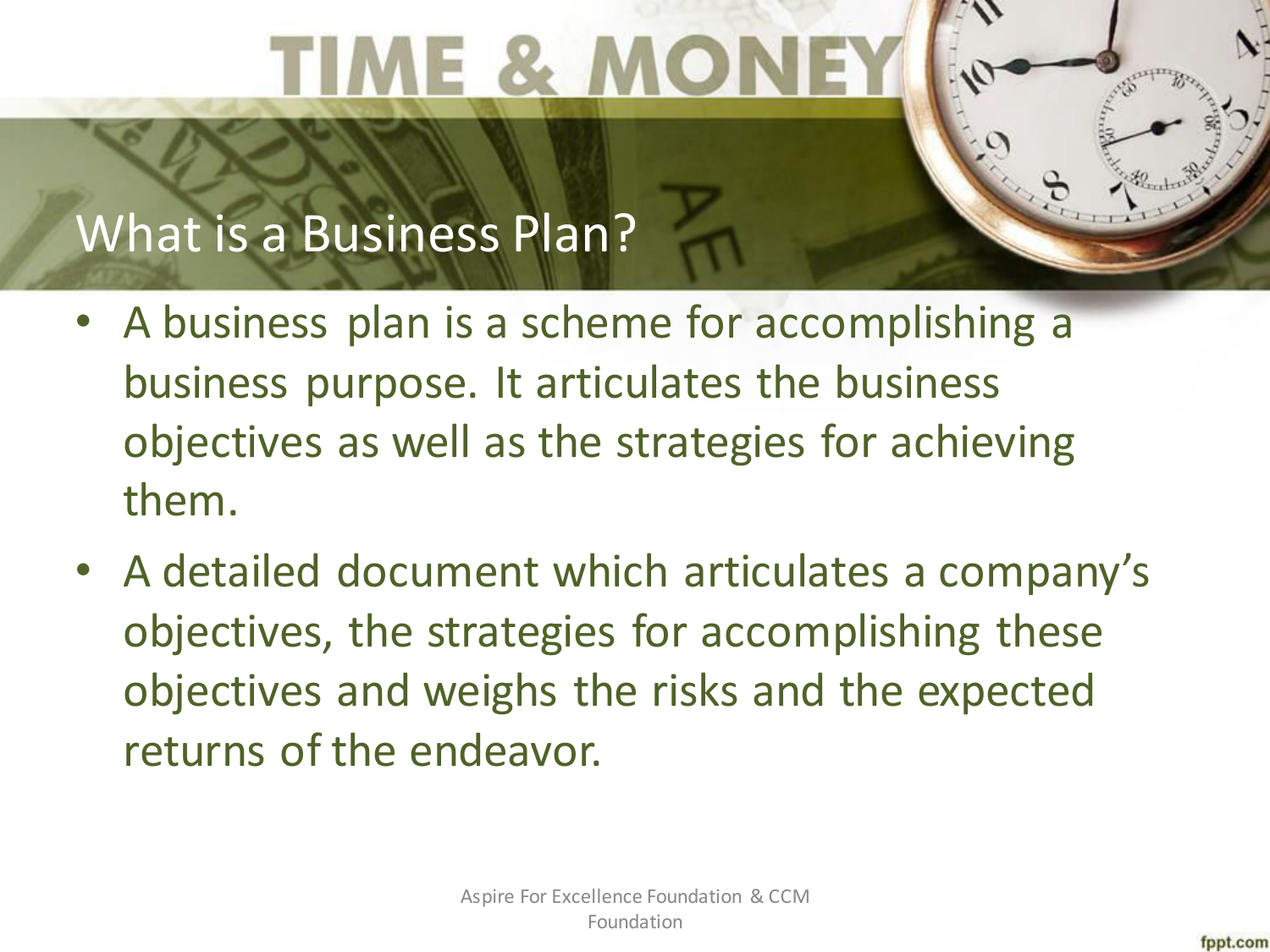## What is a Business Plan?

- A business plan is a scheme for accomplishing a business purpose. It articulates the business objectives as well as the strategies for achieving them.
- A detailed document which articulates a company's objectives, the strategies for accomplishing these objectives and weighs the risks and the expected returns of the endeavor.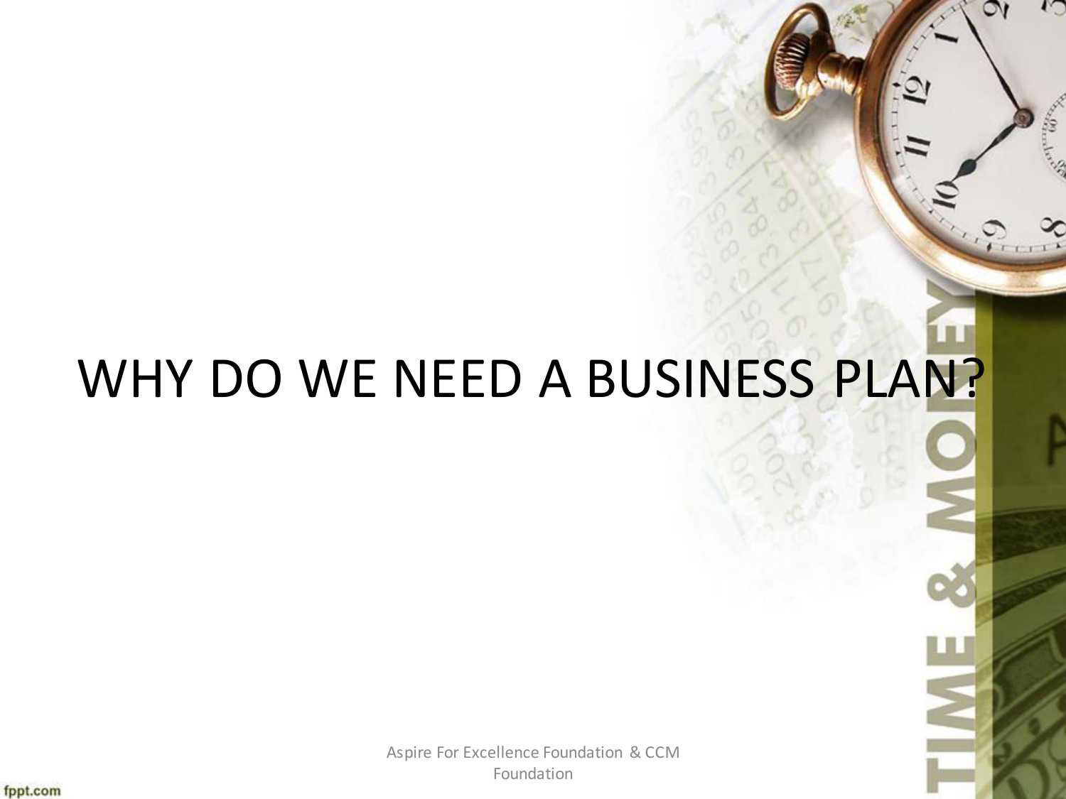# WHY DO WE NEED A BUSINESS PLAN?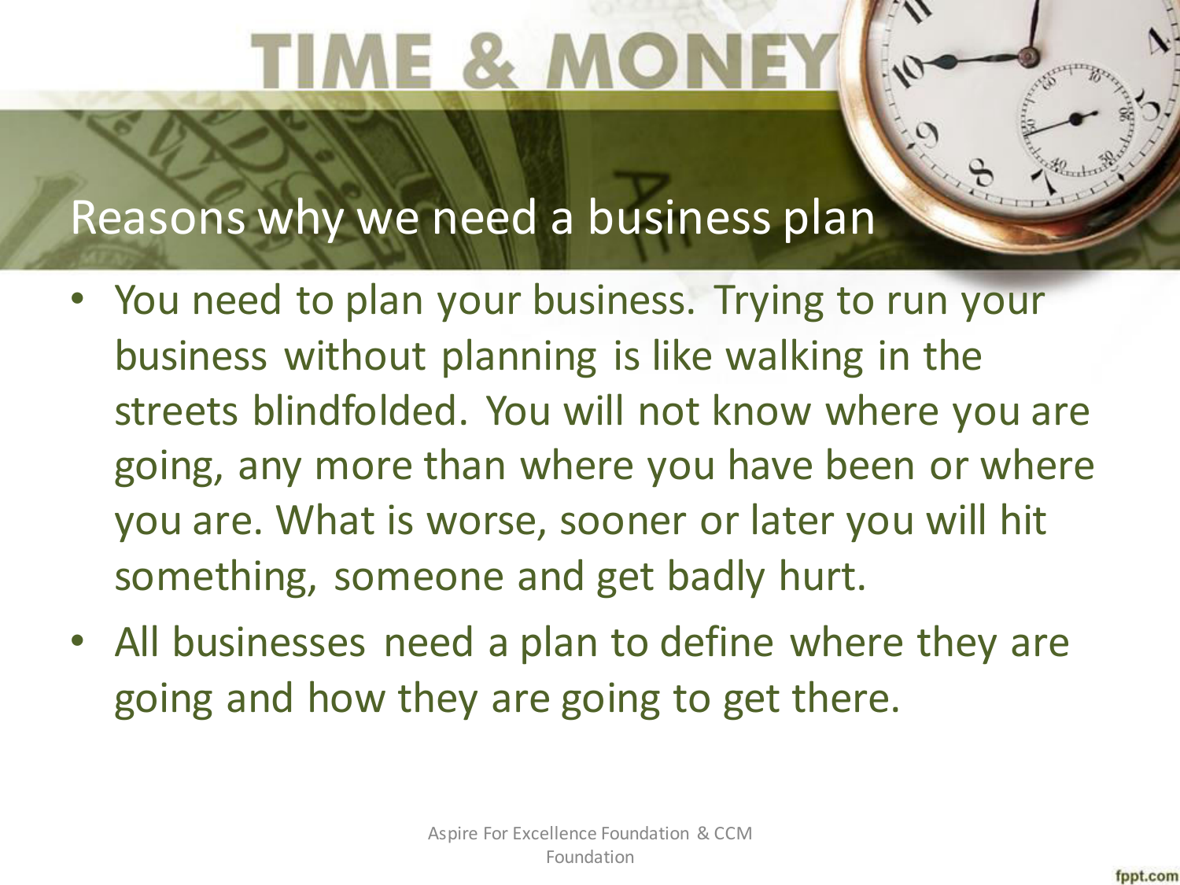# TIME & MONEY

## Reasons why we need a business plan

- You need to plan your business. Trying to run your business without planning is like walking in the streets blindfolded. You will not know where you are going, any more than where you have been or where you are. What is worse, sooner or later you will hit something, someone and get badly hurt.
- All businesses need a plan to define where they are going and how they are going to get there.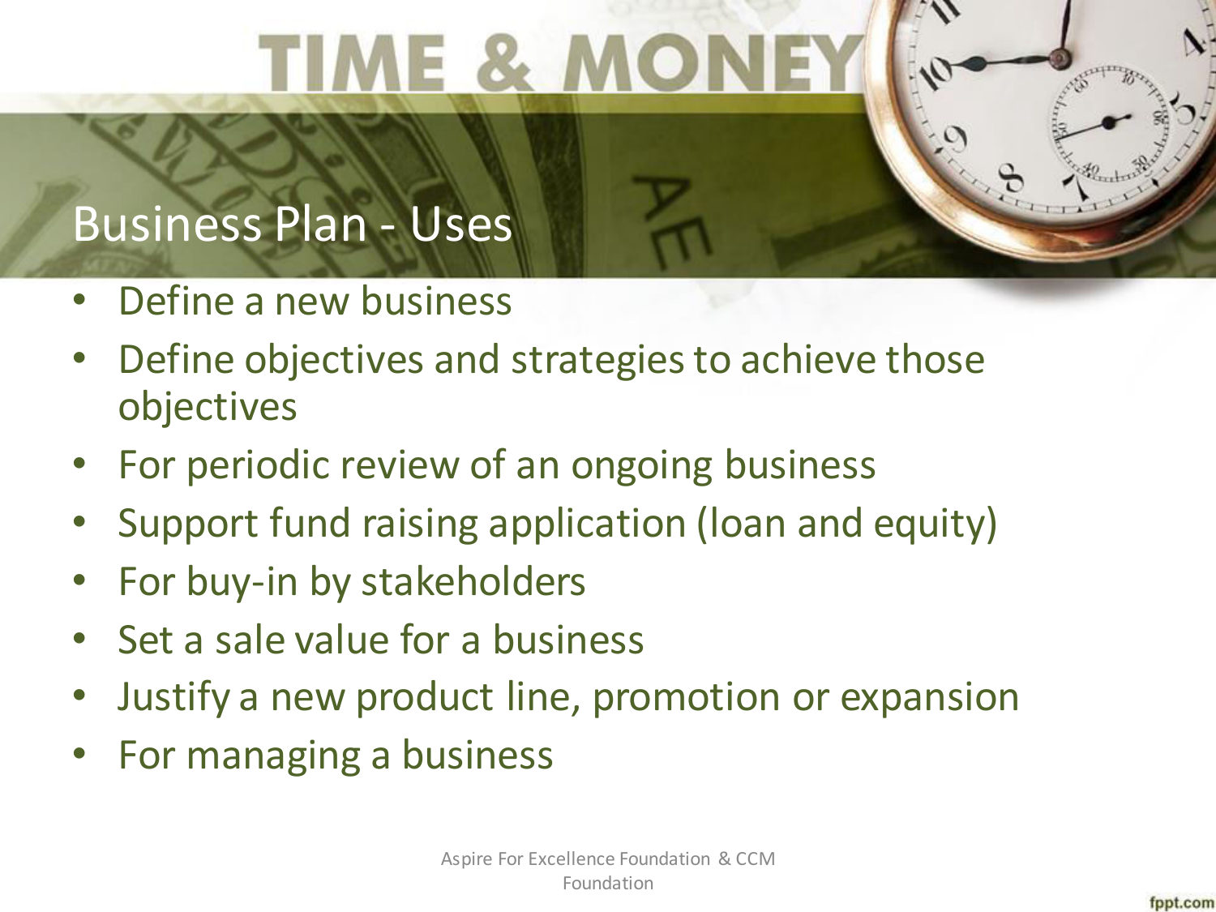# TIME & MONEY

## Business Plan - Uses

- Define a new business
- Define objectives and strategies to achieve those objectives
- For periodic review of an ongoing business
- Support fund raising application (loan and equity)
- For buy-in by stakeholders
- Set a sale value for a business
- Justify a new product line, promotion or expansion
- For managing a business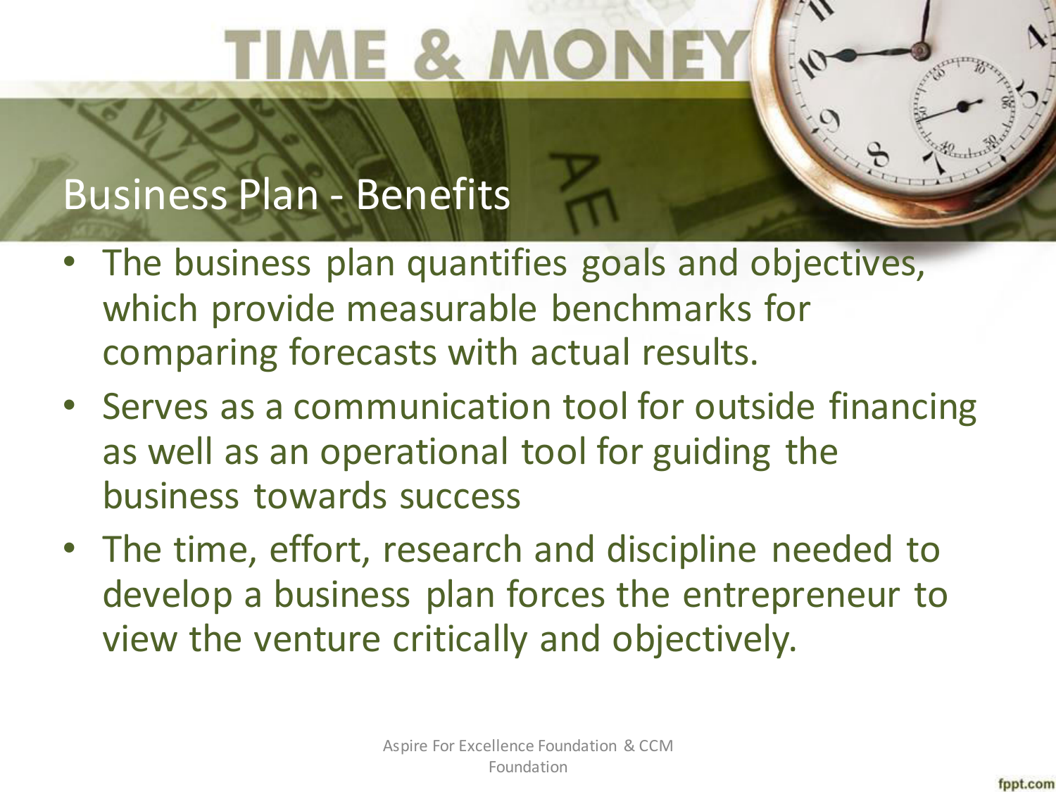# TIME & MONEY

## Business Plan - Benefits

- The business plan quantifies goals and objectives, which provide measurable benchmarks for comparing forecasts with actual results.
- Serves as a communication tool for outside financing as well as an operational tool for guiding the business towards success
- The time, effort, research and discipline needed to develop a business plan forces the entrepreneur to view the venture critically and objectively.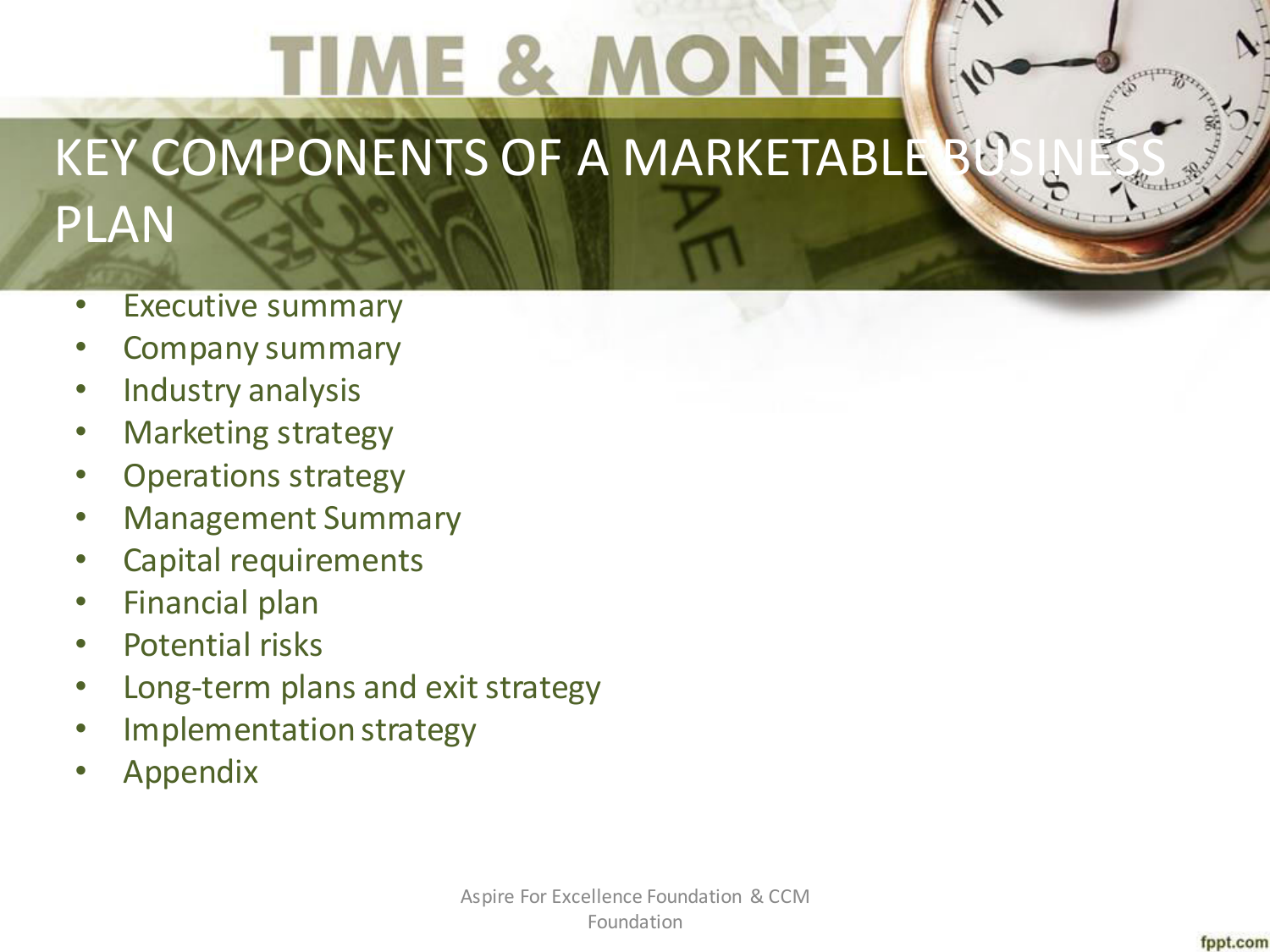# KEY COMPONENTS OF A MARKETABLE BUSINESS PLAN

- Executive summary
- Company summary
- Industry analysis
- Marketing strategy
- Operations strategy
- Management Summary
- Capital requirements
- Financial plan
- Potential risks
- Long-term plans and exit strategy
- Implementation strategy
- Appendix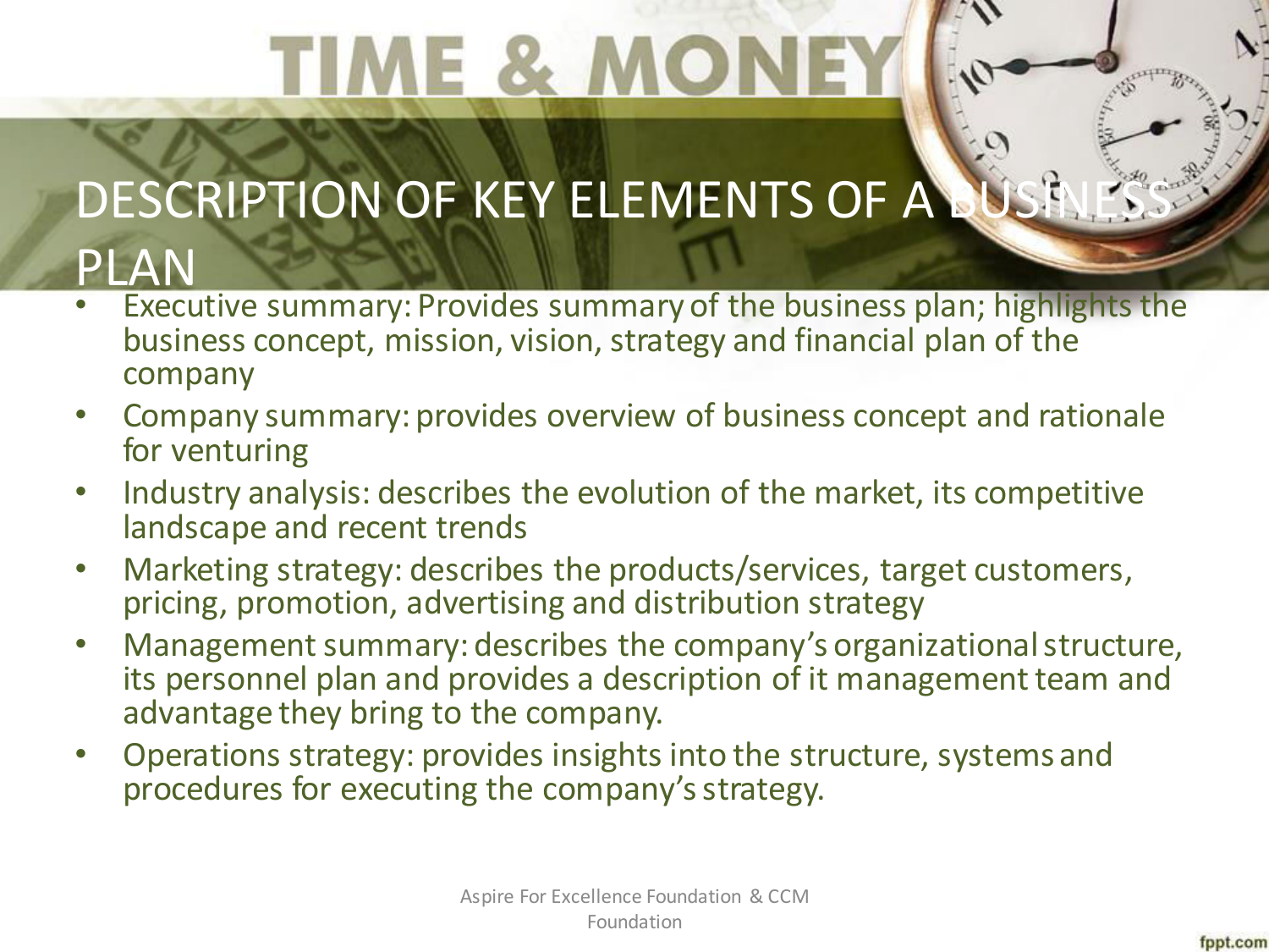# DESCRIPTION OF KEY ELEMENTS OF A BUSINESS PLAN

- Executive summary: Provides summary of the business plan; highlights the business concept, mission, vision, strategy and financial plan of the company
- Company summary: provides overview of business concept and rationale for venturing
- Industry analysis: describes the evolution of the market, its competitive landscape and recent trends
- Marketing strategy: describes the products/services, target customers, pricing, promotion, advertising and distribution strategy
- Management summary: describes the company's organizational structure, its personnel plan and provides a description of it management team and advantage they bring to the company.
- Operations strategy: provides insights into the structure, systems and procedures for executing the company's strategy.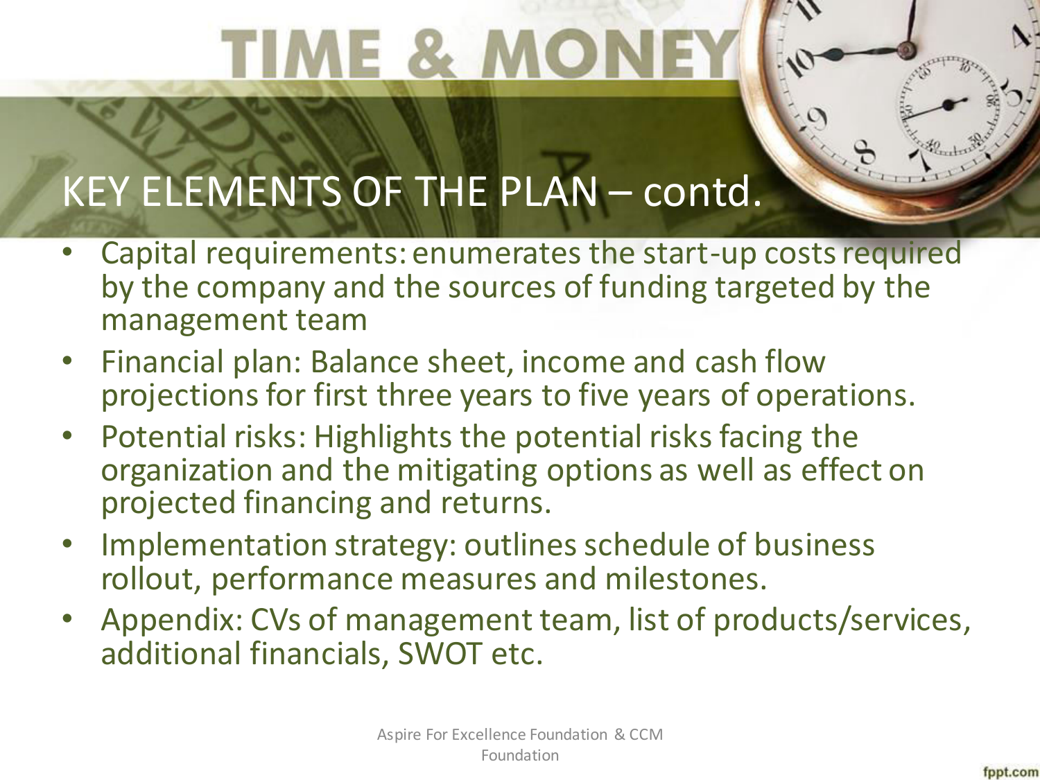# TIME & MONEY

## KEY ELEMENTS OF THE PLAN – contd.

- Capital requirements: enumerates the start-up costs required by the company and the sources of funding targeted by the management team
- Financial plan: Balance sheet, income and cash flow projections for first three years to five years of operations.
- Potential risks: Highlights the potential risks facing the organization and the mitigating options as well as effect on projected financing and returns.
- Implementation strategy: outlines schedule of business rollout, performance measures and milestones.
- Appendix: CVs of management team, list of products/services, additional financials, SWOT etc.

Aspire For Excellence Foundation & CCM Foundation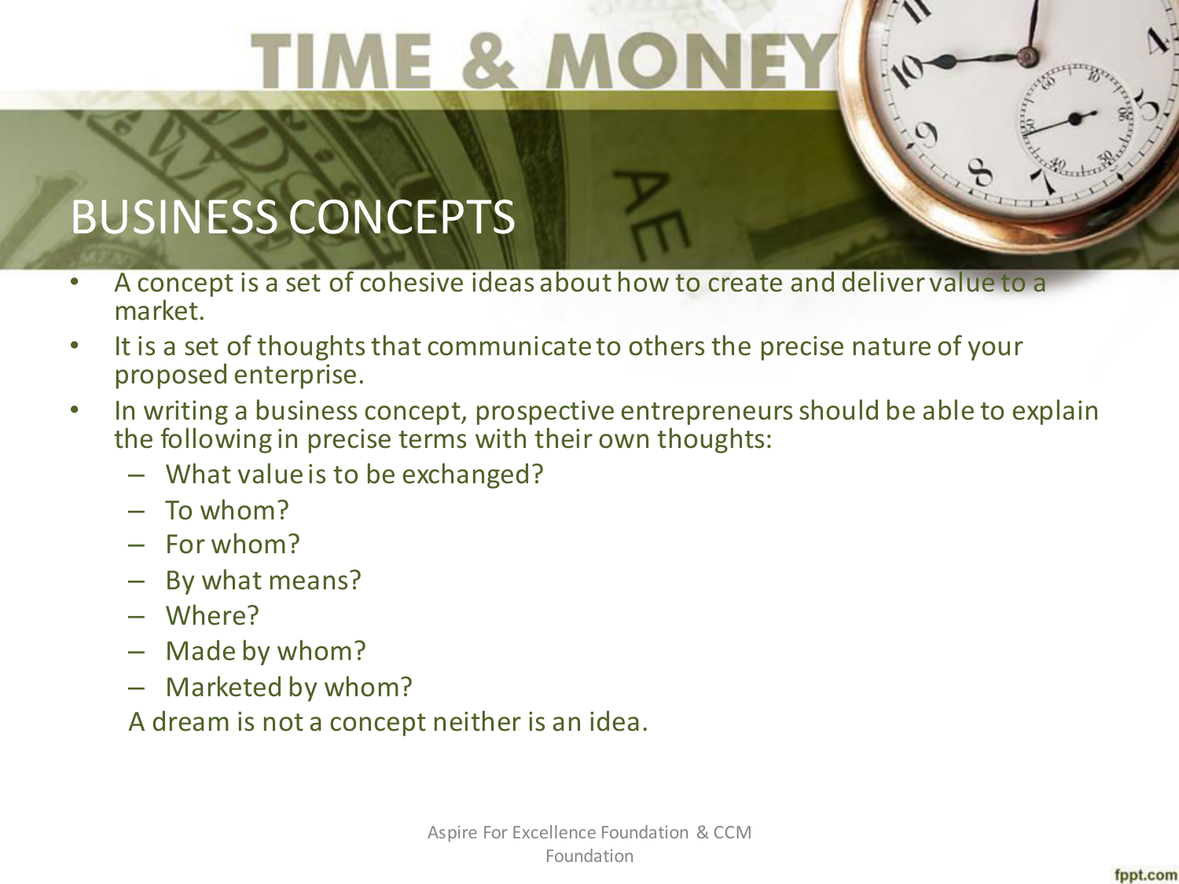# BUSINESS CONCEPTS

- A concept is a set of cohesive ideas about how to create and deliver value to a market.
- It is a set of thoughts that communicate to others the precise nature of your proposed enterprise.
- In writing a business concept, prospective entrepreneurs should be able to explain the following in precise terms with their own thoughts:
  - What value is to be exchanged?
  - To whom?
  - For whom?
  - By what means?
  - Where?
  - Made by whom?
  - Marketed by whom?

  A dream is not a concept neither is an idea.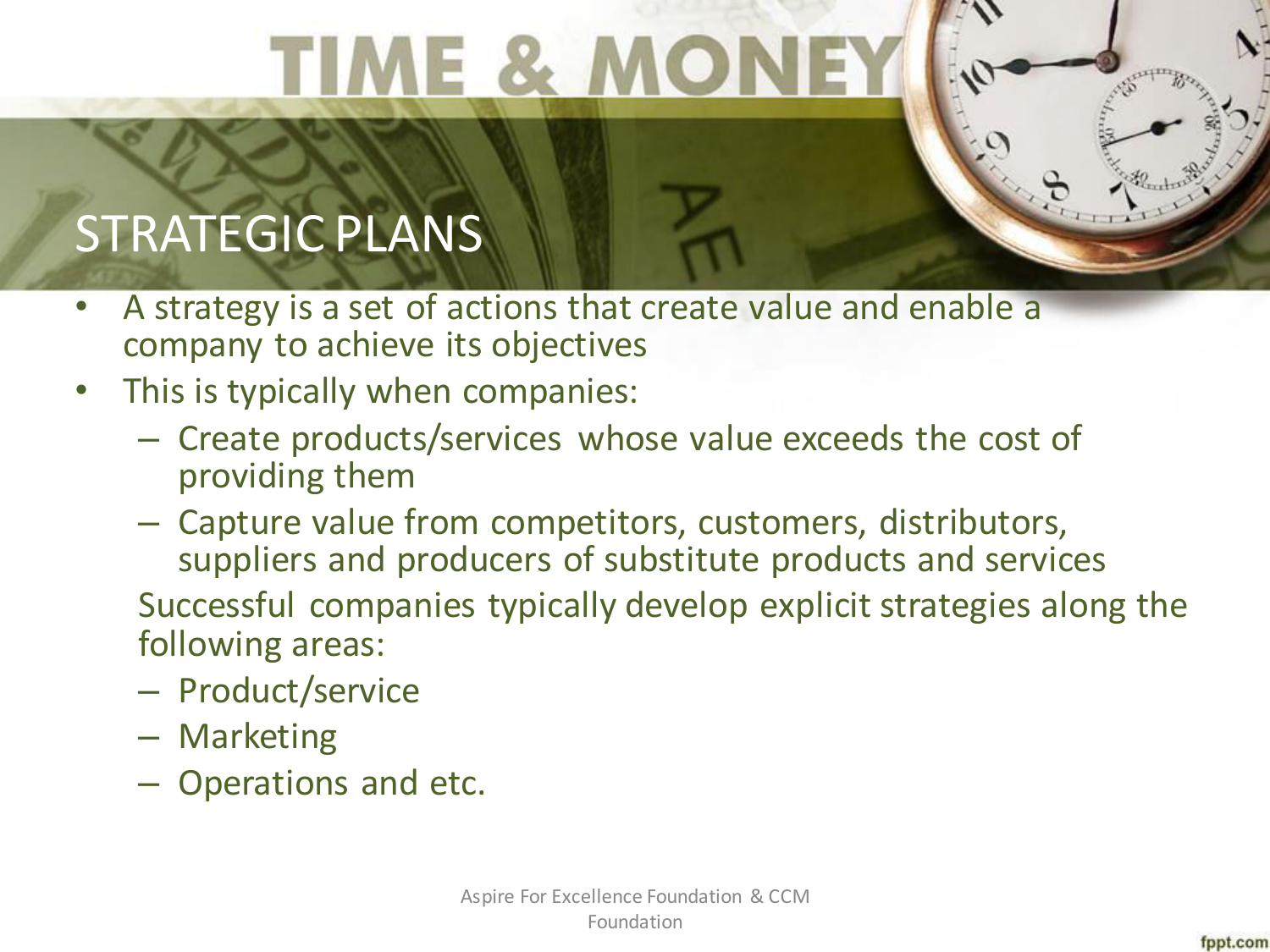# TIME & MONEY

## STRATEGIC PLANS

- A strategy is a set of actions that create value and enable a company to achieve its objectives
- This is typically when companies:
  - Create products/services whose value exceeds the cost of providing them
  - Capture value from competitors, customers, distributors, suppliers and producers of substitute products and services

  Successful companies typically develop explicit strategies along the following areas:
  - Product/service
  - Marketing
  - Operations and etc.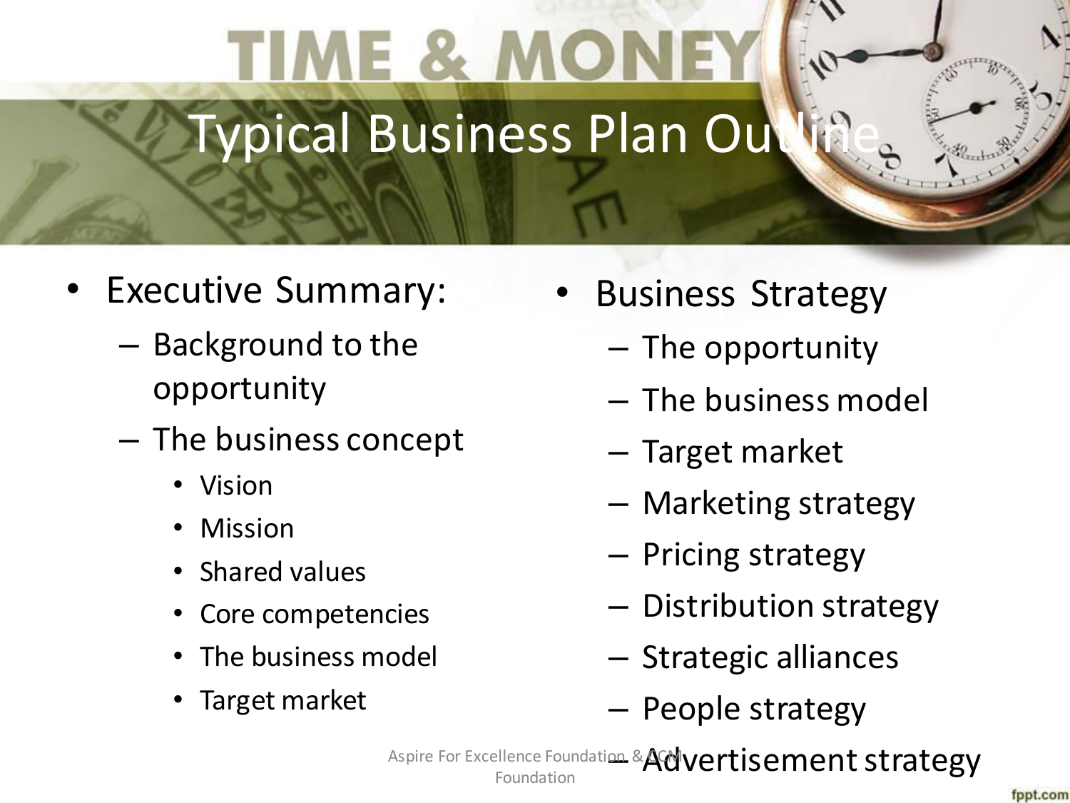# Typical Business Plan Outline

- Executive Summary:
  - Background to the opportunity
  - The business concept
    - Vision
    - Mission
    - Shared values
    - Core competencies
    - The business model
    - Target market
- Business Strategy
  - The opportunity
  - The business model
  - Target market
  - Marketing strategy
  - Pricing strategy
  - Distribution strategy
  - Strategic alliances
  - People strategy
  - Advertisement strategy

Aspire For Excellence Foundation & ACM Foundation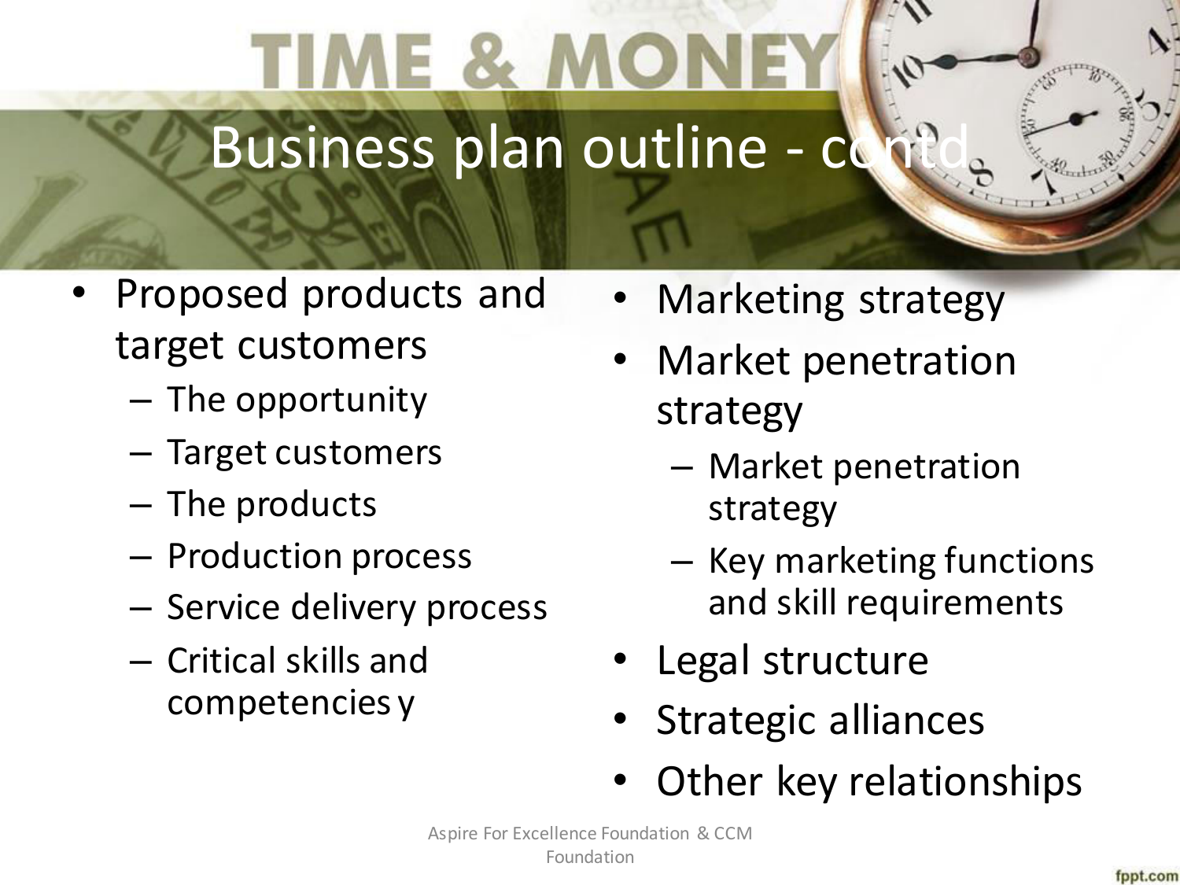# Business plan outline - contd

- Proposed products and target customers
  - The opportunity
  - Target customers
  - The products
  - Production process
  - Service delivery process
  - Critical skills and competencies y
- Marketing strategy
- Market penetration strategy
  - Market penetration strategy
  - Key marketing functions and skill requirements
- Legal structure
- Strategic alliances
- Other key relationships

Aspire For Excellence Foundation & CCM Foundation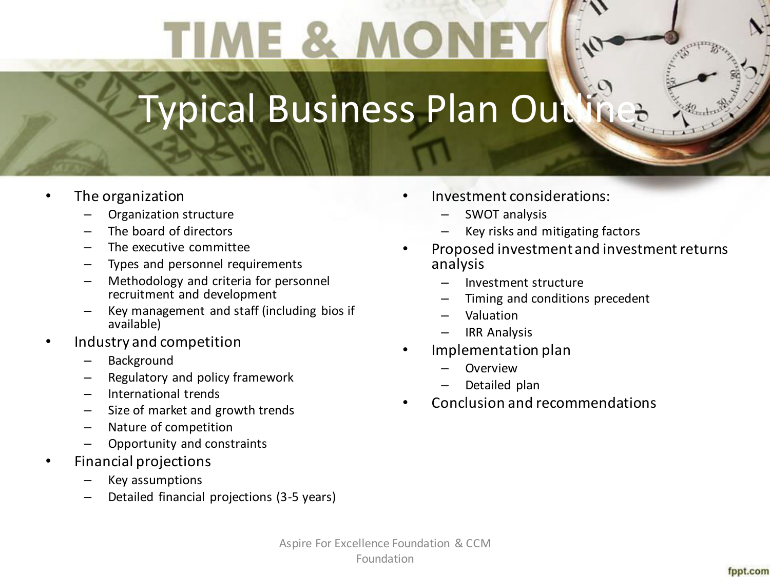# Typical Business Plan Outline

- The organization
  - Organization structure
  - The board of directors
  - The executive committee
  - Types and personnel requirements
  - Methodology and criteria for personnel recruitment and development
  - Key management and staff (including bios if available)
- Industry and competition
  - Background
  - Regulatory and policy framework
  - International trends
  - Size of market and growth trends
  - Nature of competition
  - Opportunity and constraints
- Financial projections
  - Key assumptions
  - Detailed financial projections (3-5 years)
- Investment considerations:
  - SWOT analysis
  - Key risks and mitigating factors
- Proposed investment and investment returns analysis
  - Investment structure
  - Timing and conditions precedent
  - Valuation
  - IRR Analysis
- Implementation plan
  - Overview
  - Detailed plan
- Conclusion and recommendations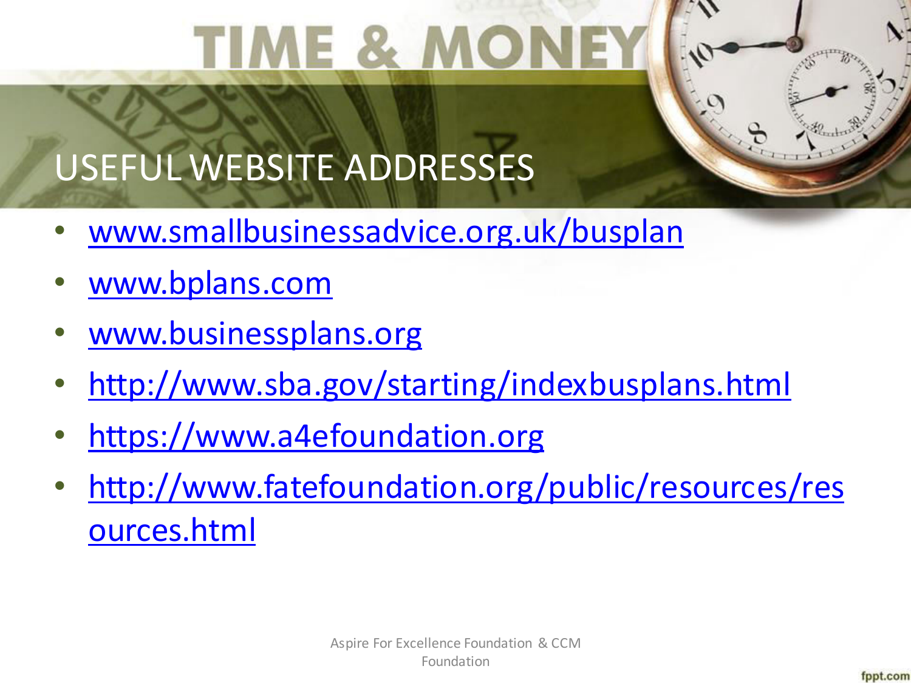# TIME & MONEY

## USEFUL WEBSITE ADDRESSES

- www.smallbusinessadvice.org.uk/busplan
- www.bplans.com
- www.businessplans.org
- http://www.sba.gov/starting/indexbusplans.html
- https://www.a4efoundation.org
- http://www.fatefoundation.org/public/resources/resources.html

Aspire For Excellence Foundation & CCM Foundation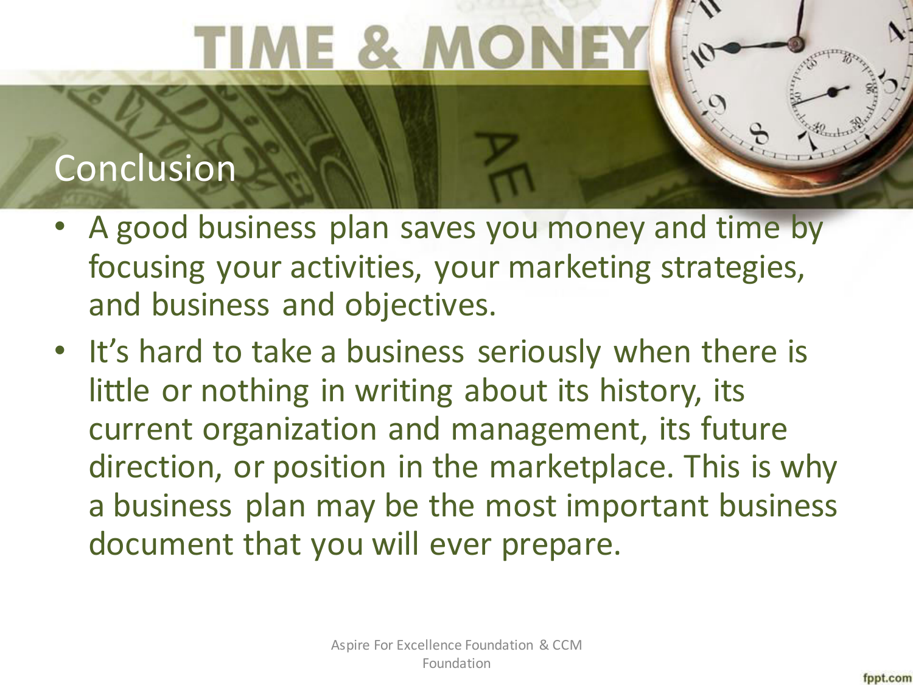# TIME & MONEY

## Conclusion

- A good business plan saves you money and time by focusing your activities, your marketing strategies, and business and objectives.
- It's hard to take a business seriously when there is little or nothing in writing about its history, its current organization and management, its future direction, or position in the marketplace. This is why a business plan may be the most important business document that you will ever prepare.